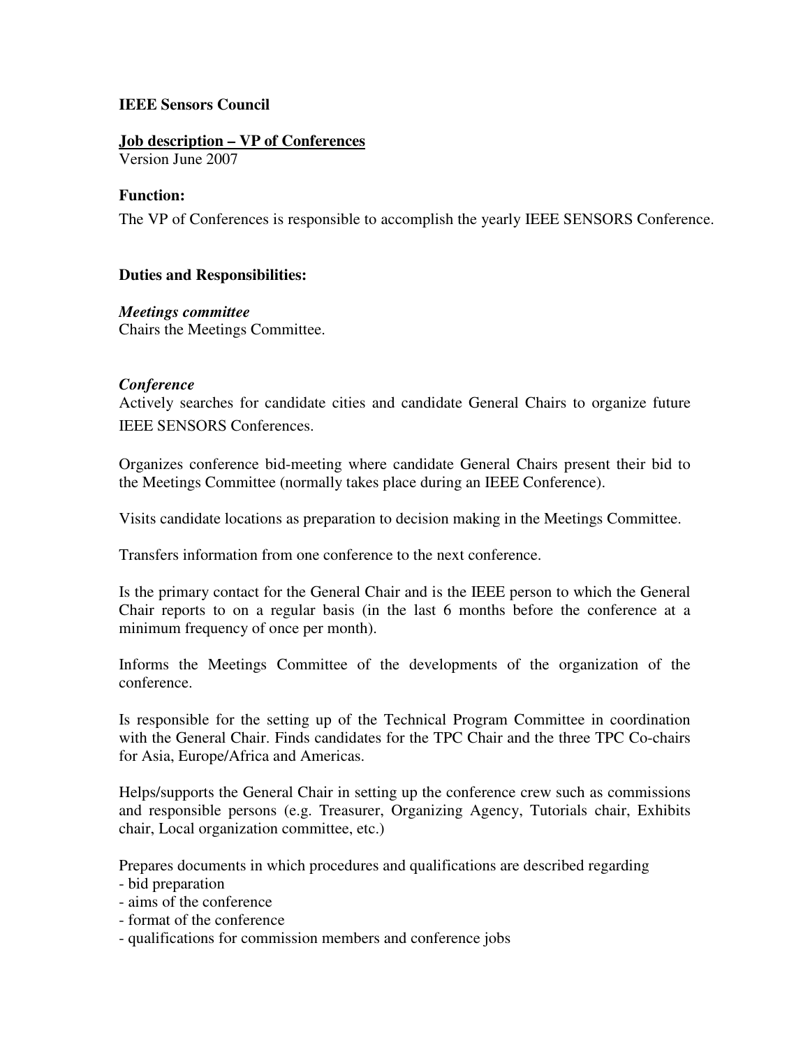**IEEE Sensors Council**

**Job description – VP of Conferences**
Version June 2007

**Function:**

The VP of Conferences is responsible to accomplish the yearly IEEE SENSORS Conference.

**Duties and Responsibilities:**

***Meetings committee***
Chairs the Meetings Committee.

***Conference***
Actively searches for candidate cities and candidate General Chairs to organize future IEEE SENSORS Conferences.

Organizes conference bid-meeting where candidate General Chairs present their bid to the Meetings Committee (normally takes place during an IEEE Conference).

Visits candidate locations as preparation to decision making in the Meetings Committee.

Transfers information from one conference to the next conference.

Is the primary contact for the General Chair and is the IEEE person to which the General Chair reports to on a regular basis (in the last 6 months before the conference at a minimum frequency of once per month).

Informs the Meetings Committee of the developments of the organization of the conference.

Is responsible for the setting up of the Technical Program Committee in coordination with the General Chair. Finds candidates for the TPC Chair and the three TPC Co-chairs for Asia, Europe/Africa and Americas.

Helps/supports the General Chair in setting up the conference crew such as commissions and responsible persons (e.g. Treasurer, Organizing Agency, Tutorials chair, Exhibits chair, Local organization committee, etc.)

Prepares documents in which procedures and qualifications are described regarding
- bid preparation
- aims of the conference
- format of the conference
- qualifications for commission members and conference jobs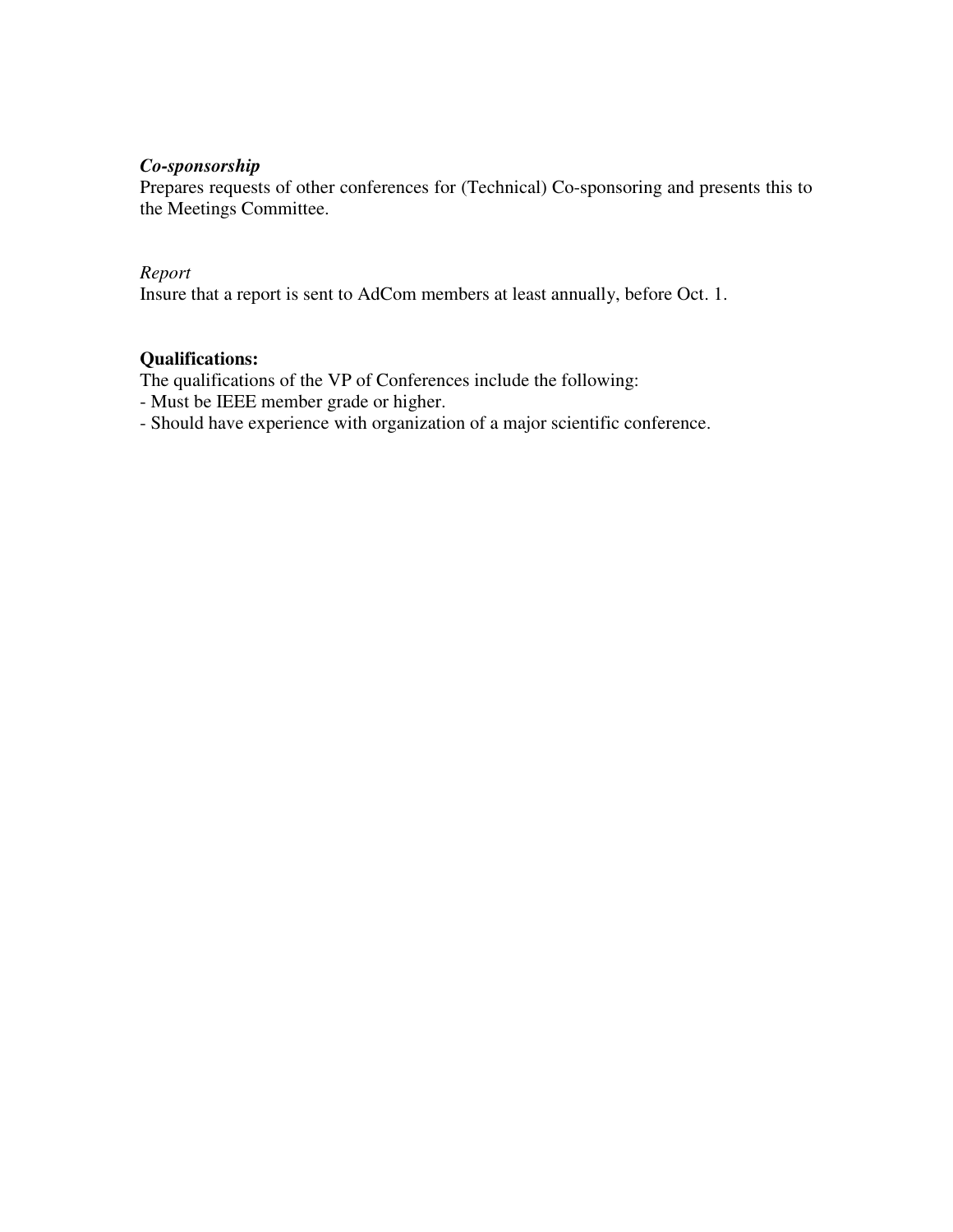***Co-sponsorship***
Prepares requests of other conferences for (Technical) Co-sponsoring and presents this to the Meetings Committee.

*Report*
Insure that a report is sent to AdCom members at least annually, before Oct. 1.

**Qualifications:**
The qualifications of the VP of Conferences include the following:
- Must be IEEE member grade or higher.
- Should have experience with organization of a major scientific conference.